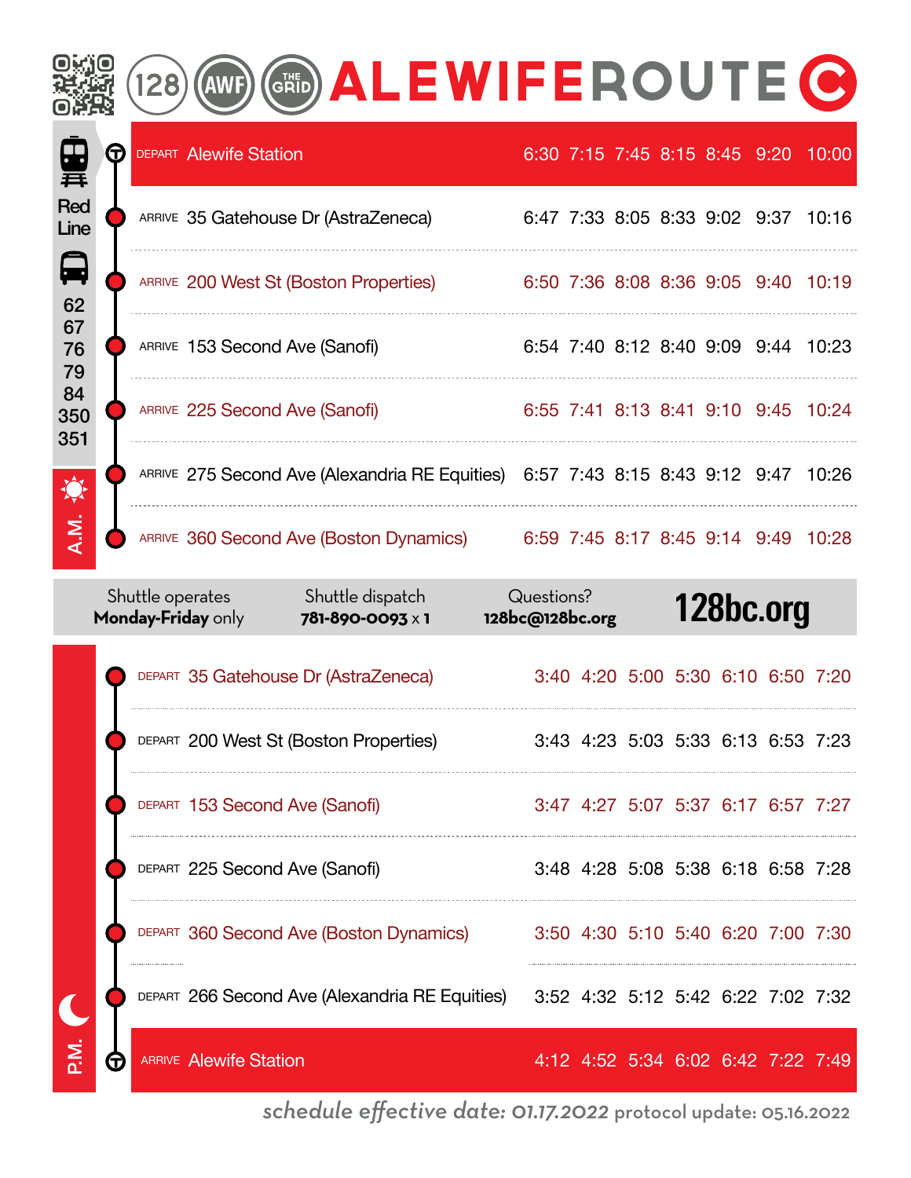# 128 AWF THE GRID ALEWIFE ROUTE C

Red Line

62
67
76
79
84
350
351

## A.M.

| | | | | | | | |
|---|---|---|---|---|---|---|---|
| DEPART Alewife Station | 6:30 | 7:15 | 7:45 | 8:15 | 8:45 | 9:20 | 10:00 |
| ARRIVE 35 Gatehouse Dr (AstraZeneca) | 6:47 | 7:33 | 8:05 | 8:33 | 9:02 | 9:37 | 10:16 |
| ARRIVE 200 West St (Boston Properties) | 6:50 | 7:36 | 8:08 | 8:36 | 9:05 | 9:40 | 10:19 |
| ARRIVE 153 Second Ave (Sanofi) | 6:54 | 7:40 | 8:12 | 8:40 | 9:09 | 9:44 | 10:23 |
| ARRIVE 225 Second Ave (Sanofi) | 6:55 | 7:41 | 8:13 | 8:41 | 9:10 | 9:45 | 10:24 |
| ARRIVE 275 Second Ave (Alexandria RE Equities) | 6:57 | 7:43 | 8:15 | 8:43 | 9:12 | 9:47 | 10:26 |
| ARRIVE 360 Second Ave (Boston Dynamics) | 6:59 | 7:45 | 8:17 | 8:45 | 9:14 | 9:49 | 10:28 |

Shuttle operates **Monday-Friday** only

Shuttle dispatch **781-890-0093** x **1**

Questions? **128bc@128bc.org**

**128bc.org**

## P.M.

| | | | | | | | |
|---|---|---|---|---|---|---|---|
| DEPART 35 Gatehouse Dr (AstraZeneca) | 3:40 | 4:20 | 5:00 | 5:30 | 6:10 | 6:50 | 7:20 |
| DEPART 200 West St (Boston Properties) | 3:43 | 4:23 | 5:03 | 5:33 | 6:13 | 6:53 | 7:23 |
| DEPART 153 Second Ave (Sanofi) | 3:47 | 4:27 | 5:07 | 5:37 | 6:17 | 6:57 | 7:27 |
| DEPART 225 Second Ave (Sanofi) | 3:48 | 4:28 | 5:08 | 5:38 | 6:18 | 6:58 | 7:28 |
| DEPART 360 Second Ave (Boston Dynamics) | 3:50 | 4:30 | 5:10 | 5:40 | 6:20 | 7:00 | 7:30 |
| DEPART 266 Second Ave (Alexandria RE Equities) | 3:52 | 4:32 | 5:12 | 5:42 | 6:22 | 7:02 | 7:32 |
| ARRIVE Alewife Station | 4:12 | 4:52 | 5:34 | 6:02 | 6:42 | 7:22 | 7:49 |

*schedule effective date: 01.17.2022* protocol update: 05.16.2022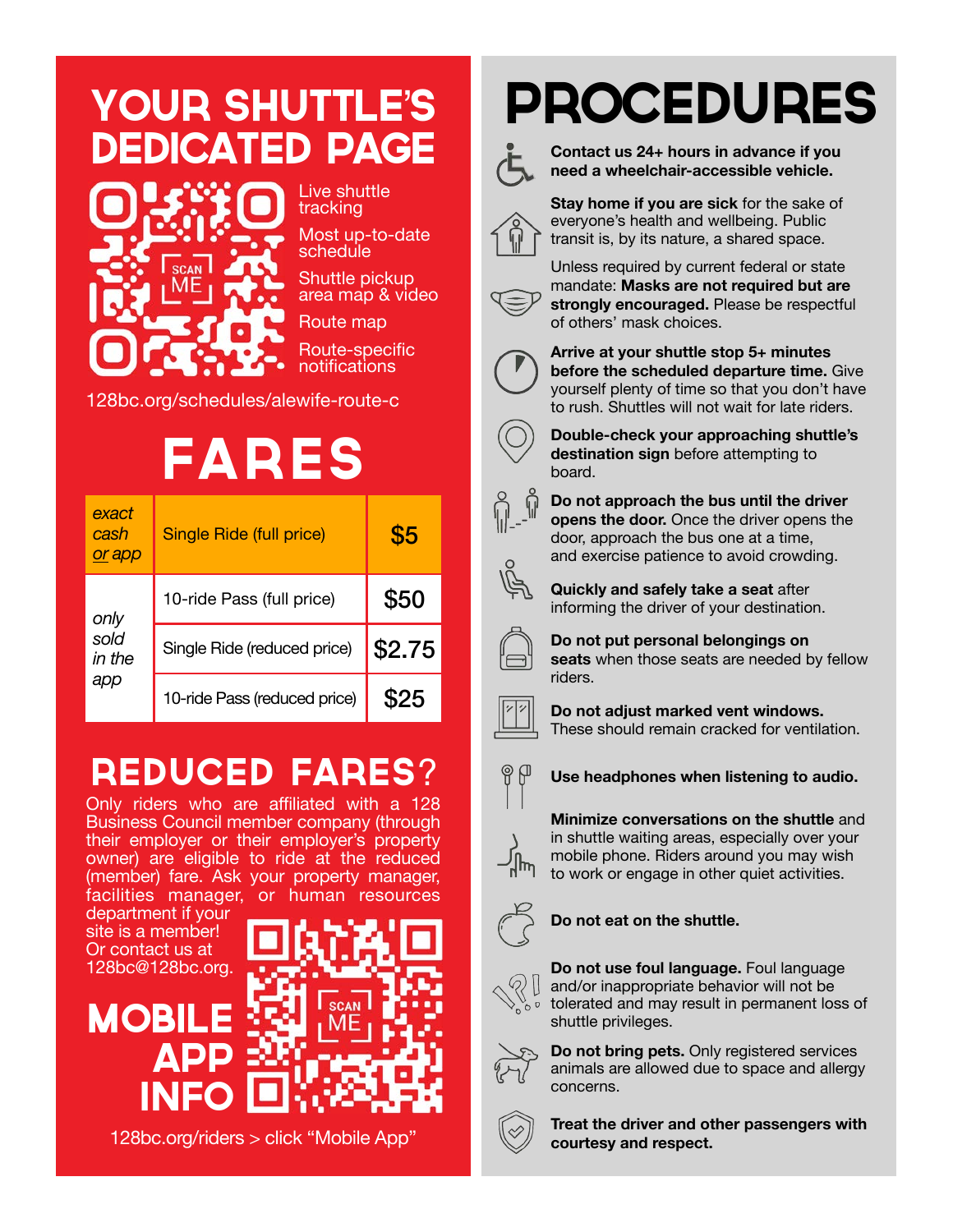# YOUR SHUTTLE'S DEDICATED PAGE

SCAN ME

- Live shuttle tracking
- Most up-to-date schedule
- Shuttle pickup area map & video
- Route map
- Route-specific notifications

128bc.org/schedules/alewife-route-c

# FARES

| | | |
|---|---|---|
| *exact cash or app* | Single Ride (full price) | **$5** |
| *only sold in the app* | 10-ride Pass (full price) | **$50** |
| | Single Ride (reduced price) | **$2.75** |
| | 10-ride Pass (reduced price) | **$25** |

# REDUCED FARES?

Only riders who are affiliated with a 128 Business Council member company (through their employer or their employer's property owner) are eligible to ride at the reduced (member) fare. Ask your property manager, facilities manager, or human resources department if your site is a member! Or contact us at 128bc@128bc.org.

# MOBILE APP INFO

SCAN ME

128bc.org/riders > click "Mobile App"

# PROCEDURES

**Contact us 24+ hours in advance if you need a wheelchair-accessible vehicle.**

**Stay home if you are sick** for the sake of everyone's health and wellbeing. Public transit is, by its nature, a shared space.

Unless required by current federal or state mandate: **Masks are not required but are strongly encouraged.** Please be respectful of others' mask choices.

**Arrive at your shuttle stop 5+ minutes before the scheduled departure time.** Give yourself plenty of time so that you don't have to rush. Shuttles will not wait for late riders.

**Double-check your approaching shuttle's destination sign** before attempting to board.

**Do not approach the bus until the driver opens the door.** Once the driver opens the door, approach the bus one at a time, and exercise patience to avoid crowding.

**Quickly and safely take a seat** after informing the driver of your destination.

**Do not put personal belongings on seats** when those seats are needed by fellow riders.

**Do not adjust marked vent windows.** These should remain cracked for ventilation.

**Use headphones when listening to audio.**

**Minimize conversations on the shuttle** and in shuttle waiting areas, especially over your mobile phone. Riders around you may wish to work or engage in other quiet activities.

**Do not eat on the shuttle.**

**Do not use foul language.** Foul language and/or inappropriate behavior will not be tolerated and may result in permanent loss of shuttle privileges.

**Do not bring pets.** Only registered services animals are allowed due to space and allergy concerns.

**Treat the driver and other passengers with courtesy and respect.**